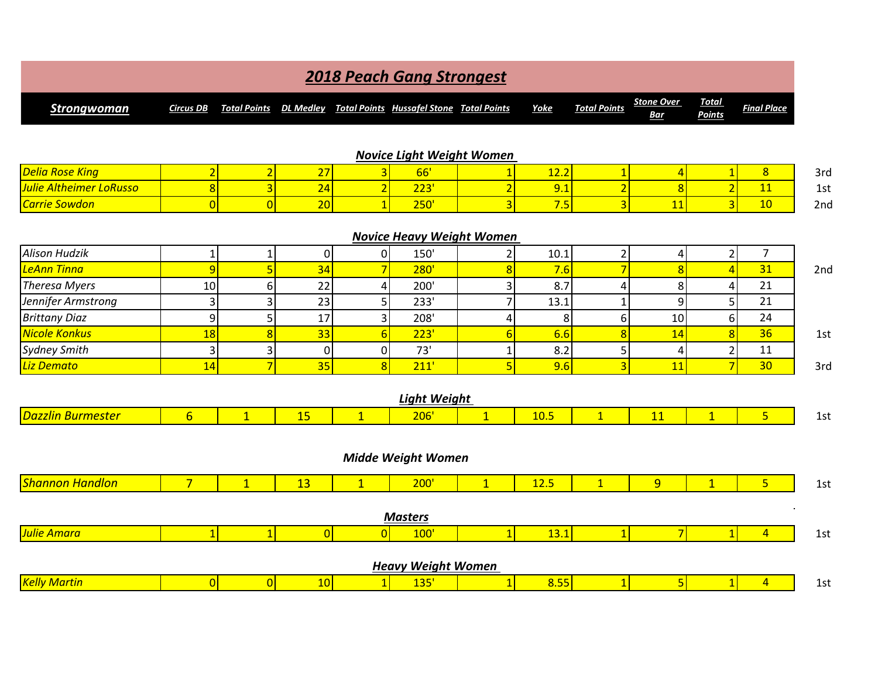# 2018 Peach Gang Strongest

| Strongwoman | Circus DB | Total Points | DL Medley | Total Points | Hussafel Stone | Total Points | Yoke | Total Points | Stone Over Bar | Total Points | Final Place | |
|---|---|---|---|---|---|---|---|---|---|---|---|---|
| **Novice Light Weight Women** | | | | | | | | | | | | |
| Delia Rose King | 2 | 2 | 27 | 3 | 66' | 1 | 12.2 | 1 | 4 | 1 | 8 | 3rd |
| Julie Altheimer LoRusso | 8 | 3 | 24 | 2 | 223' | 2 | 9.1 | 2 | 8 | 2 | 11 | 1st |
| Carrie Sowdon | 0 | 0 | 20 | 1 | 250' | 3 | 7.5 | 3 | 11 | 3 | 10 | 2nd |
| **Novice Heavy Weight Women** | | | | | | | | | | | | |
| Alison Hudzik | 1 | 1 | 0 | 0 | 150' | 2 | 10.1 | 2 | 4 | 2 | 7 | |
| LeAnn Tinna | 9 | 5 | 34 | 7 | 280' | 8 | 7.6 | 7 | 8 | 4 | 31 | 2nd |
| Theresa Myers | 10 | 6 | 22 | 4 | 200' | 3 | 8.7 | 4 | 8 | 4 | 21 | |
| Jennifer Armstrong | 3 | 3 | 23 | 5 | 233' | 7 | 13.1 | 1 | 9 | 5 | 21 | |
| Brittany Diaz | 9 | 5 | 17 | 3 | 208' | 4 | 8 | 6 | 10 | 6 | 24 | |
| Nicole Konkus | 18 | 8 | 33 | 6 | 223' | 6 | 6.6 | 8 | 14 | 8 | 36 | 1st |
| Sydney Smith | 3 | 3 | 0 | 0 | 73' | 1 | 8.2 | 5 | 4 | 2 | 11 | |
| Liz Demato | 14 | 7 | 35 | 8 | 211' | 5 | 9.6 | 3 | 11 | 7 | 30 | 3rd |
| **Light Weight** | | | | | | | | | | | | |
| Dazzlin Burmester | 6 | 1 | 15 | 1 | 206' | 1 | 10.5 | 1 | 11 | 1 | 5 | 1st |
| **Midde Weight Women** | | | | | | | | | | | | |
| Shannon Handlon | 7 | 1 | 13 | 1 | 200' | 1 | 12.5 | 1 | 9 | 1 | 5 | 1st |
| **Masters** | | | | | | | | | | | | |
| Julie Amara | 1 | 1 | 0 | 0 | 100' | 1 | 13.1 | 1 | 7 | 1 | 4 | 1st |
| **Heavy Weight Women** | | | | | | | | | | | | |
| Kelly Martin | 0 | 0 | 10 | 1 | 135' | 1 | 8.55 | 1 | 5 | 1 | 4 | 1st |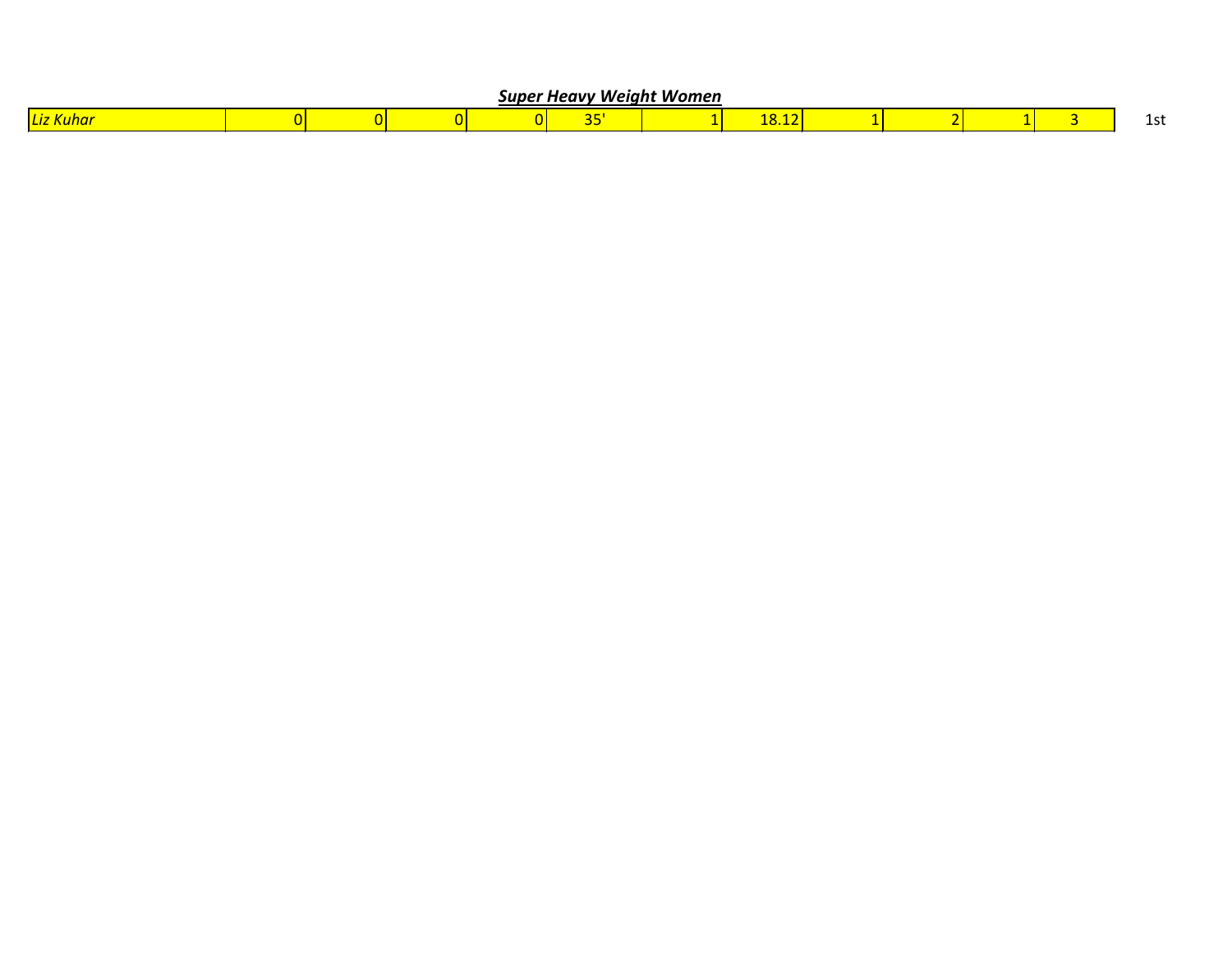***Super Heavy Weight Women***

| | | | | | | | | | | | | |
|---|---|---|---|---|---|---|---|---|---|---|---|---|
| *Liz Kuhar* | 0 | 0 | 0 | 0 | 35' | 1 | 18.12 | 1 | 2 | 1 | 3 | 1st |